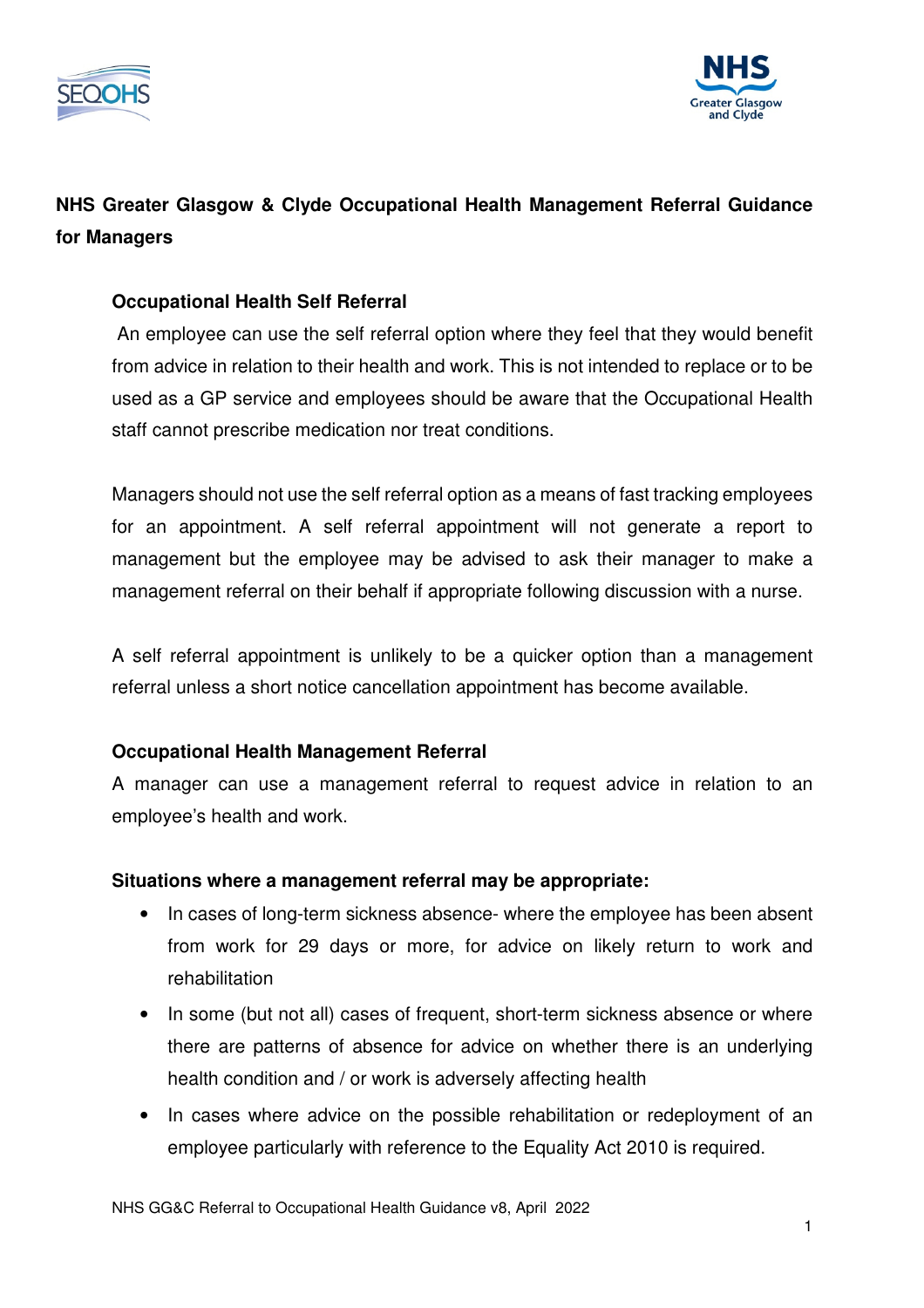# NHS Greater Glasgow & Clyde Occupational Health Management Referral Guidance for Managers

## Occupational Health Self Referral

An employee can use the self referral option where they feel that they would benefit from advice in relation to their health and work. This is not intended to replace or to be used as a GP service and employees should be aware that the Occupational Health staff cannot prescribe medication nor treat conditions.

Managers should not use the self referral option as a means of fast tracking employees for an appointment. A self referral appointment will not generate a report to management but the employee may be advised to ask their manager to make a management referral on their behalf if appropriate following discussion with a nurse.

A self referral appointment is unlikely to be a quicker option than a management referral unless a short notice cancellation appointment has become available.

## Occupational Health Management Referral

A manager can use a management referral to request advice in relation to an employee's health and work.

### Situations where a management referral may be appropriate:

- In cases of long-term sickness absence- where the employee has been absent from work for 29 days or more, for advice on likely return to work and rehabilitation
- In some (but not all) cases of frequent, short-term sickness absence or where there are patterns of absence for advice on whether there is an underlying health condition and / or work is adversely affecting health
- In cases where advice on the possible rehabilitation or redeployment of an employee particularly with reference to the Equality Act 2010 is required.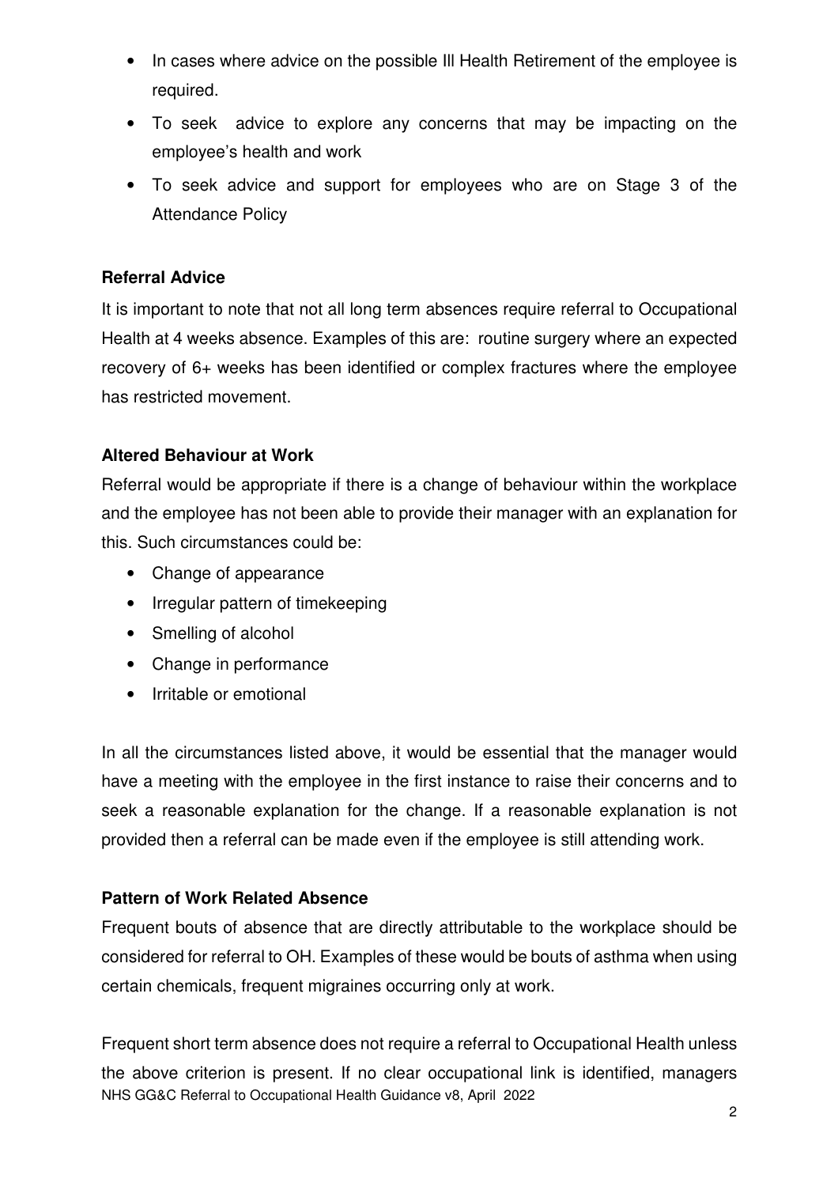- In cases where advice on the possible Ill Health Retirement of the employee is required.
- To seek advice to explore any concerns that may be impacting on the employee's health and work
- To seek advice and support for employees who are on Stage 3 of the Attendance Policy

**Referral Advice**

It is important to note that not all long term absences require referral to Occupational Health at 4 weeks absence. Examples of this are: routine surgery where an expected recovery of 6+ weeks has been identified or complex fractures where the employee has restricted movement.

**Altered Behaviour at Work**

Referral would be appropriate if there is a change of behaviour within the workplace and the employee has not been able to provide their manager with an explanation for this. Such circumstances could be:

- Change of appearance
- Irregular pattern of timekeeping
- Smelling of alcohol
- Change in performance
- Irritable or emotional

In all the circumstances listed above, it would be essential that the manager would have a meeting with the employee in the first instance to raise their concerns and to seek a reasonable explanation for the change. If a reasonable explanation is not provided then a referral can be made even if the employee is still attending work.

**Pattern of Work Related Absence**

Frequent bouts of absence that are directly attributable to the workplace should be considered for referral to OH. Examples of these would be bouts of asthma when using certain chemicals, frequent migraines occurring only at work.

Frequent short term absence does not require a referral to Occupational Health unless the above criterion is present. If no clear occupational link is identified, managers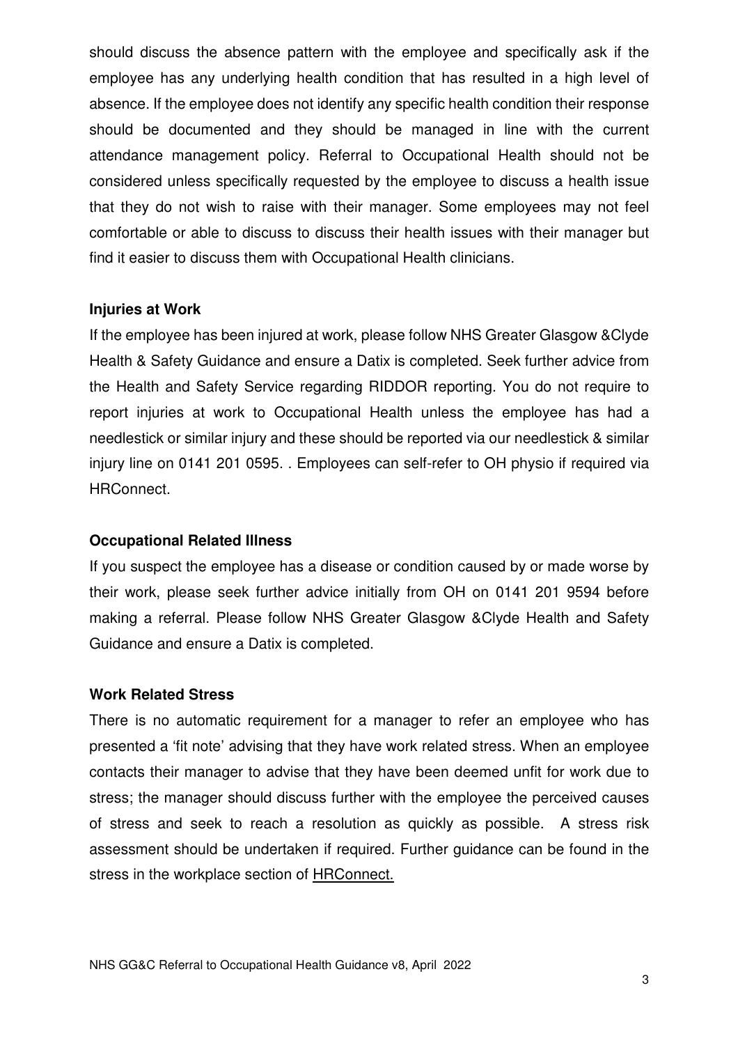should discuss the absence pattern with the employee and specifically ask if the employee has any underlying health condition that has resulted in a high level of absence. If the employee does not identify any specific health condition their response should be documented and they should be managed in line with the current attendance management policy. Referral to Occupational Health should not be considered unless specifically requested by the employee to discuss a health issue that they do not wish to raise with their manager. Some employees may not feel comfortable or able to discuss to discuss their health issues with their manager but find it easier to discuss them with Occupational Health clinicians.

**Injuries at Work**

If the employee has been injured at work, please follow NHS Greater Glasgow &Clyde Health & Safety Guidance and ensure a Datix is completed. Seek further advice from the Health and Safety Service regarding RIDDOR reporting. You do not require to report injuries at work to Occupational Health unless the employee has had a needlestick or similar injury and these should be reported via our needlestick & similar injury line on 0141 201 0595. . Employees can self-refer to OH physio if required via HRConnect.

**Occupational Related Illness**

If you suspect the employee has a disease or condition caused by or made worse by their work, please seek further advice initially from OH on 0141 201 9594 before making a referral. Please follow NHS Greater Glasgow &Clyde Health and Safety Guidance and ensure a Datix is completed.

**Work Related Stress**

There is no automatic requirement for a manager to refer an employee who has presented a 'fit note' advising that they have work related stress. When an employee contacts their manager to advise that they have been deemed unfit for work due to stress; the manager should discuss further with the employee the perceived causes of stress and seek to reach a resolution as quickly as possible. A stress risk assessment should be undertaken if required. Further guidance can be found in the stress in the workplace section of HRConnect.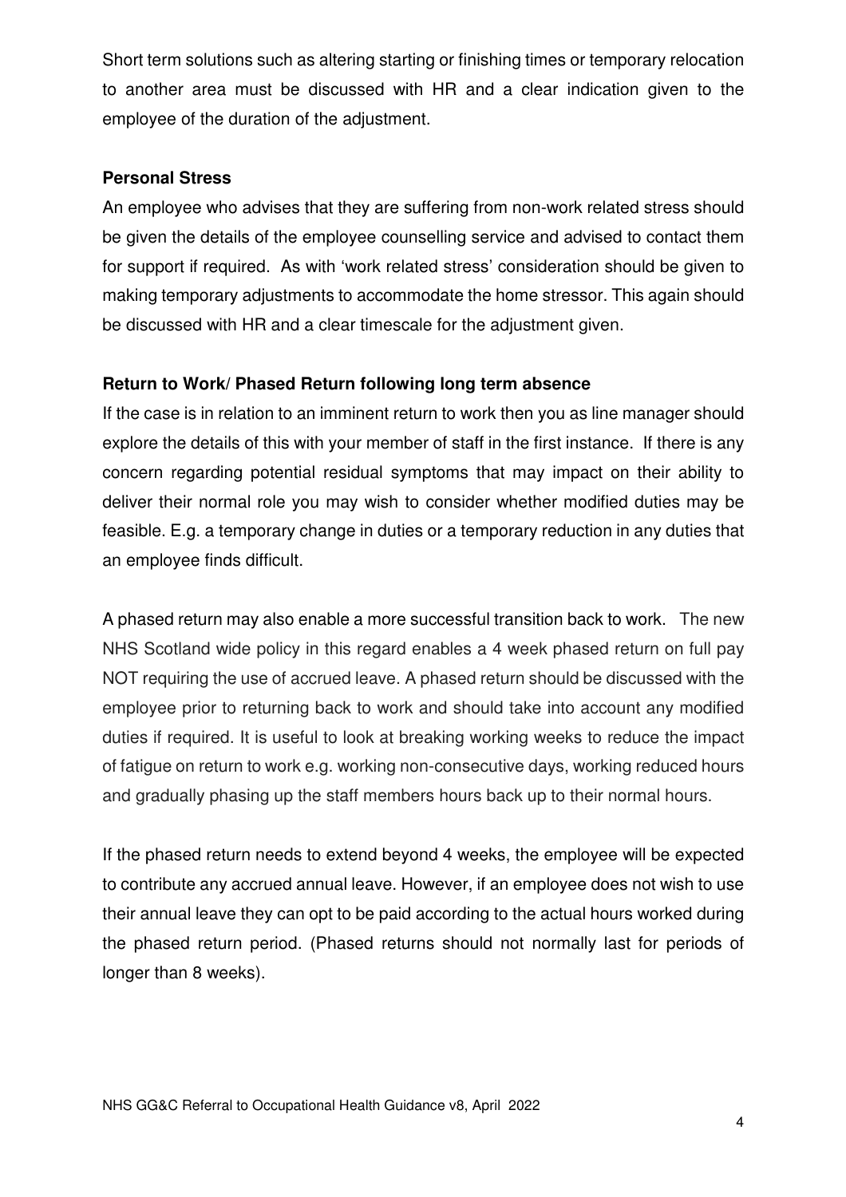Short term solutions such as altering starting or finishing times or temporary relocation to another area must be discussed with HR and a clear indication given to the employee of the duration of the adjustment.

**Personal Stress**

An employee who advises that they are suffering from non-work related stress should be given the details of the employee counselling service and advised to contact them for support if required. As with 'work related stress' consideration should be given to making temporary adjustments to accommodate the home stressor. This again should be discussed with HR and a clear timescale for the adjustment given.

**Return to Work/ Phased Return following long term absence**

If the case is in relation to an imminent return to work then you as line manager should explore the details of this with your member of staff in the first instance. If there is any concern regarding potential residual symptoms that may impact on their ability to deliver their normal role you may wish to consider whether modified duties may be feasible. E.g. a temporary change in duties or a temporary reduction in any duties that an employee finds difficult.

A phased return may also enable a more successful transition back to work. The new NHS Scotland wide policy in this regard enables a 4 week phased return on full pay NOT requiring the use of accrued leave. A phased return should be discussed with the employee prior to returning back to work and should take into account any modified duties if required. It is useful to look at breaking working weeks to reduce the impact of fatigue on return to work e.g. working non-consecutive days, working reduced hours and gradually phasing up the staff members hours back up to their normal hours.

If the phased return needs to extend beyond 4 weeks, the employee will be expected to contribute any accrued annual leave. However, if an employee does not wish to use their annual leave they can opt to be paid according to the actual hours worked during the phased return period. (Phased returns should not normally last for periods of longer than 8 weeks).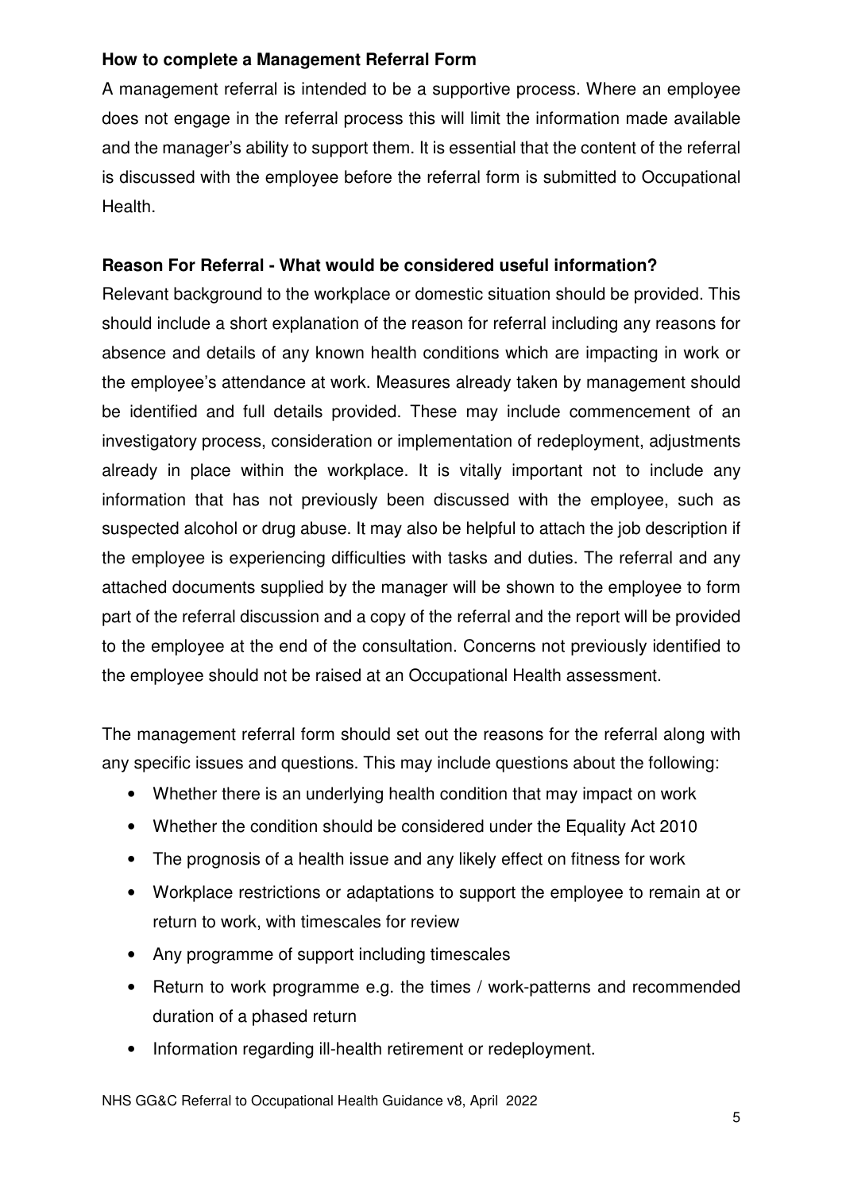**How to complete a Management Referral Form**

A management referral is intended to be a supportive process. Where an employee does not engage in the referral process this will limit the information made available and the manager's ability to support them. It is essential that the content of the referral is discussed with the employee before the referral form is submitted to Occupational Health.

**Reason For Referral - What would be considered useful information?**

Relevant background to the workplace or domestic situation should be provided. This should include a short explanation of the reason for referral including any reasons for absence and details of any known health conditions which are impacting in work or the employee's attendance at work. Measures already taken by management should be identified and full details provided. These may include commencement of an investigatory process, consideration or implementation of redeployment, adjustments already in place within the workplace. It is vitally important not to include any information that has not previously been discussed with the employee, such as suspected alcohol or drug abuse. It may also be helpful to attach the job description if the employee is experiencing difficulties with tasks and duties. The referral and any attached documents supplied by the manager will be shown to the employee to form part of the referral discussion and a copy of the referral and the report will be provided to the employee at the end of the consultation. Concerns not previously identified to the employee should not be raised at an Occupational Health assessment.

The management referral form should set out the reasons for the referral along with any specific issues and questions. This may include questions about the following:

- Whether there is an underlying health condition that may impact on work
- Whether the condition should be considered under the Equality Act 2010
- The prognosis of a health issue and any likely effect on fitness for work
- Workplace restrictions or adaptations to support the employee to remain at or return to work, with timescales for review
- Any programme of support including timescales
- Return to work programme e.g. the times / work-patterns and recommended duration of a phased return
- Information regarding ill-health retirement or redeployment.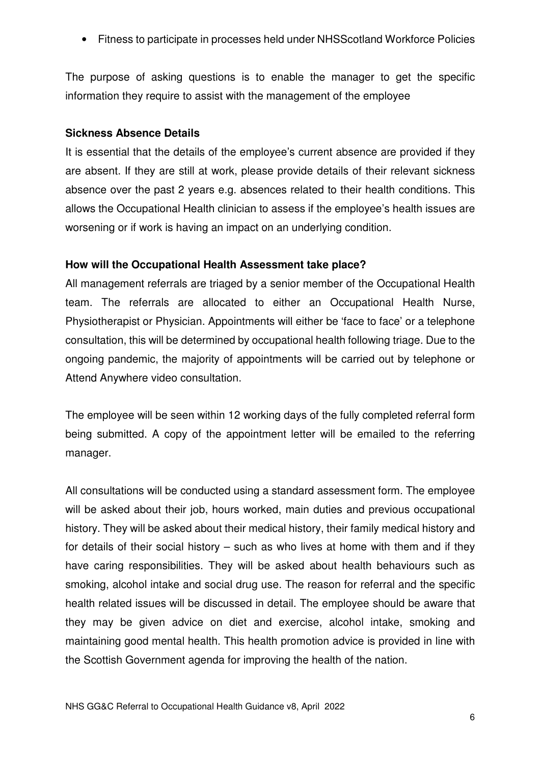- Fitness to participate in processes held under NHSScotland Workforce Policies

The purpose of asking questions is to enable the manager to get the specific information they require to assist with the management of the employee

**Sickness Absence Details**

It is essential that the details of the employee's current absence are provided if they are absent. If they are still at work, please provide details of their relevant sickness absence over the past 2 years e.g. absences related to their health conditions. This allows the Occupational Health clinician to assess if the employee's health issues are worsening or if work is having an impact on an underlying condition.

**How will the Occupational Health Assessment take place?**

All management referrals are triaged by a senior member of the Occupational Health team. The referrals are allocated to either an Occupational Health Nurse, Physiotherapist or Physician. Appointments will either be 'face to face' or a telephone consultation, this will be determined by occupational health following triage. Due to the ongoing pandemic, the majority of appointments will be carried out by telephone or Attend Anywhere video consultation.

The employee will be seen within 12 working days of the fully completed referral form being submitted. A copy of the appointment letter will be emailed to the referring manager.

All consultations will be conducted using a standard assessment form. The employee will be asked about their job, hours worked, main duties and previous occupational history. They will be asked about their medical history, their family medical history and for details of their social history – such as who lives at home with them and if they have caring responsibilities. They will be asked about health behaviours such as smoking, alcohol intake and social drug use. The reason for referral and the specific health related issues will be discussed in detail. The employee should be aware that they may be given advice on diet and exercise, alcohol intake, smoking and maintaining good mental health. This health promotion advice is provided in line with the Scottish Government agenda for improving the health of the nation.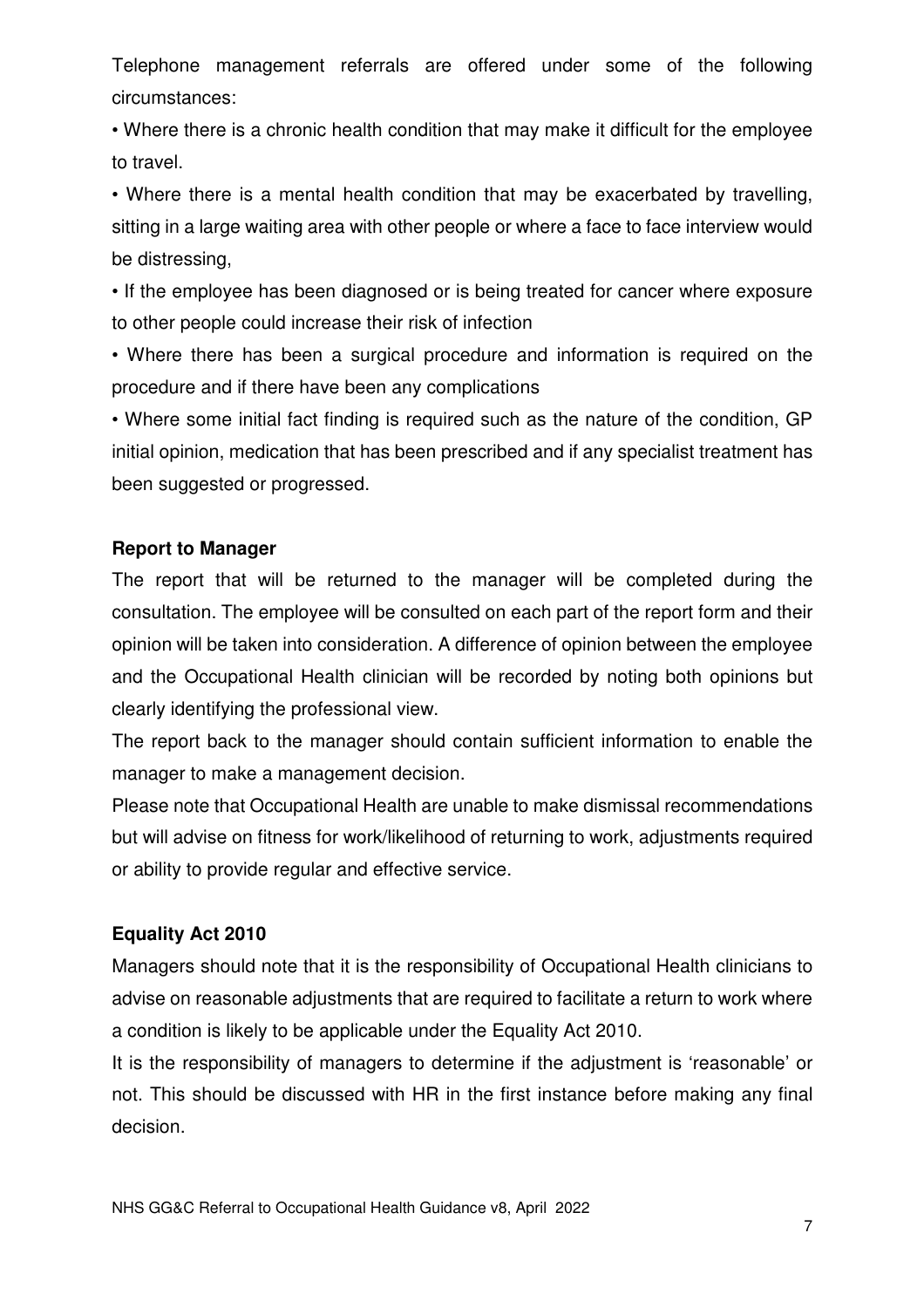Telephone management referrals are offered under some of the following circumstances:

- Where there is a chronic health condition that may make it difficult for the employee to travel.
- Where there is a mental health condition that may be exacerbated by travelling, sitting in a large waiting area with other people or where a face to face interview would be distressing,
- If the employee has been diagnosed or is being treated for cancer where exposure to other people could increase their risk of infection
- Where there has been a surgical procedure and information is required on the procedure and if there have been any complications
- Where some initial fact finding is required such as the nature of the condition, GP initial opinion, medication that has been prescribed and if any specialist treatment has been suggested or progressed.

**Report to Manager**

The report that will be returned to the manager will be completed during the consultation. The employee will be consulted on each part of the report form and their opinion will be taken into consideration. A difference of opinion between the employee and the Occupational Health clinician will be recorded by noting both opinions but clearly identifying the professional view.

The report back to the manager should contain sufficient information to enable the manager to make a management decision.

Please note that Occupational Health are unable to make dismissal recommendations but will advise on fitness for work/likelihood of returning to work, adjustments required or ability to provide regular and effective service.

**Equality Act 2010**

Managers should note that it is the responsibility of Occupational Health clinicians to advise on reasonable adjustments that are required to facilitate a return to work where a condition is likely to be applicable under the Equality Act 2010.

It is the responsibility of managers to determine if the adjustment is 'reasonable' or not. This should be discussed with HR in the first instance before making any final decision.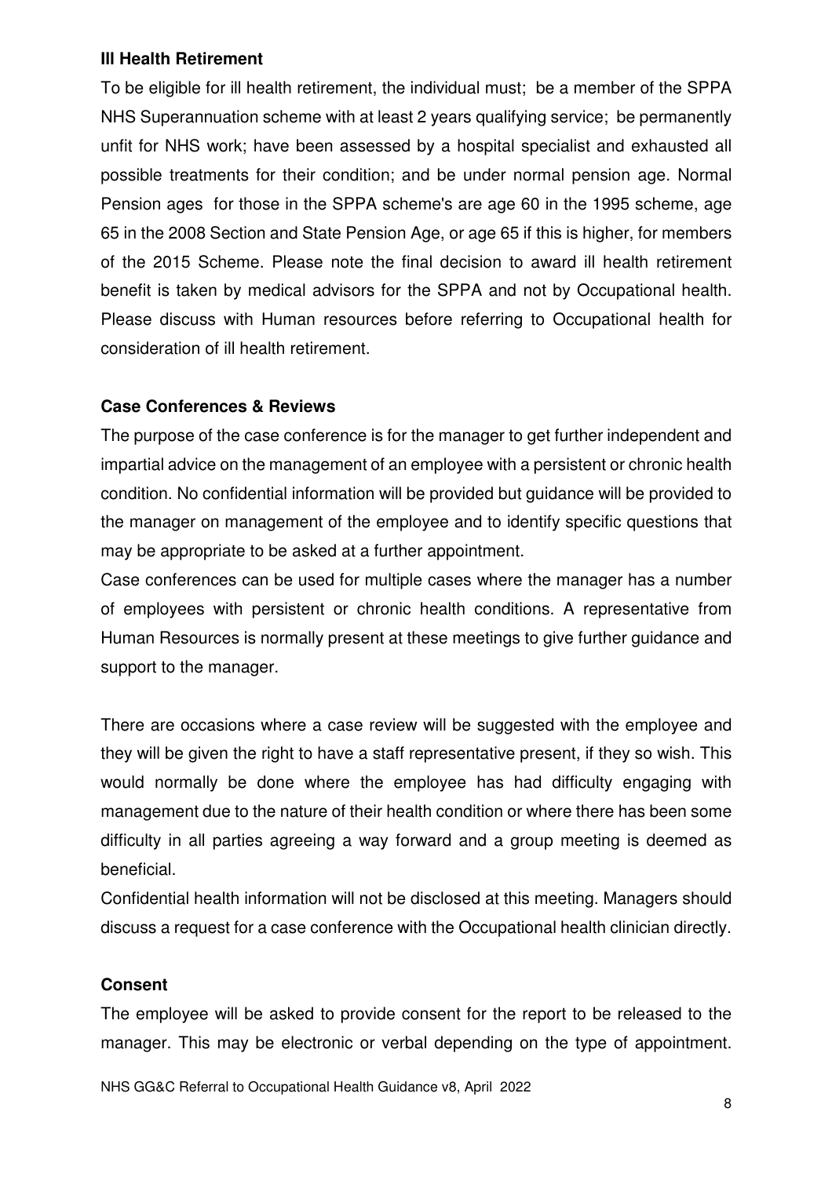**Ill Health Retirement**

To be eligible for ill health retirement, the individual must; be a member of the SPPA NHS Superannuation scheme with at least 2 years qualifying service; be permanently unfit for NHS work; have been assessed by a hospital specialist and exhausted all possible treatments for their condition; and be under normal pension age. Normal Pension ages for those in the SPPA scheme's are age 60 in the 1995 scheme, age 65 in the 2008 Section and State Pension Age, or age 65 if this is higher, for members of the 2015 Scheme. Please note the final decision to award ill health retirement benefit is taken by medical advisors for the SPPA and not by Occupational health. Please discuss with Human resources before referring to Occupational health for consideration of ill health retirement.

**Case Conferences & Reviews**

The purpose of the case conference is for the manager to get further independent and impartial advice on the management of an employee with a persistent or chronic health condition. No confidential information will be provided but guidance will be provided to the manager on management of the employee and to identify specific questions that may be appropriate to be asked at a further appointment.

Case conferences can be used for multiple cases where the manager has a number of employees with persistent or chronic health conditions. A representative from Human Resources is normally present at these meetings to give further guidance and support to the manager.

There are occasions where a case review will be suggested with the employee and they will be given the right to have a staff representative present, if they so wish. This would normally be done where the employee has had difficulty engaging with management due to the nature of their health condition or where there has been some difficulty in all parties agreeing a way forward and a group meeting is deemed as beneficial.

Confidential health information will not be disclosed at this meeting. Managers should discuss a request for a case conference with the Occupational health clinician directly.

**Consent**

The employee will be asked to provide consent for the report to be released to the manager. This may be electronic or verbal depending on the type of appointment.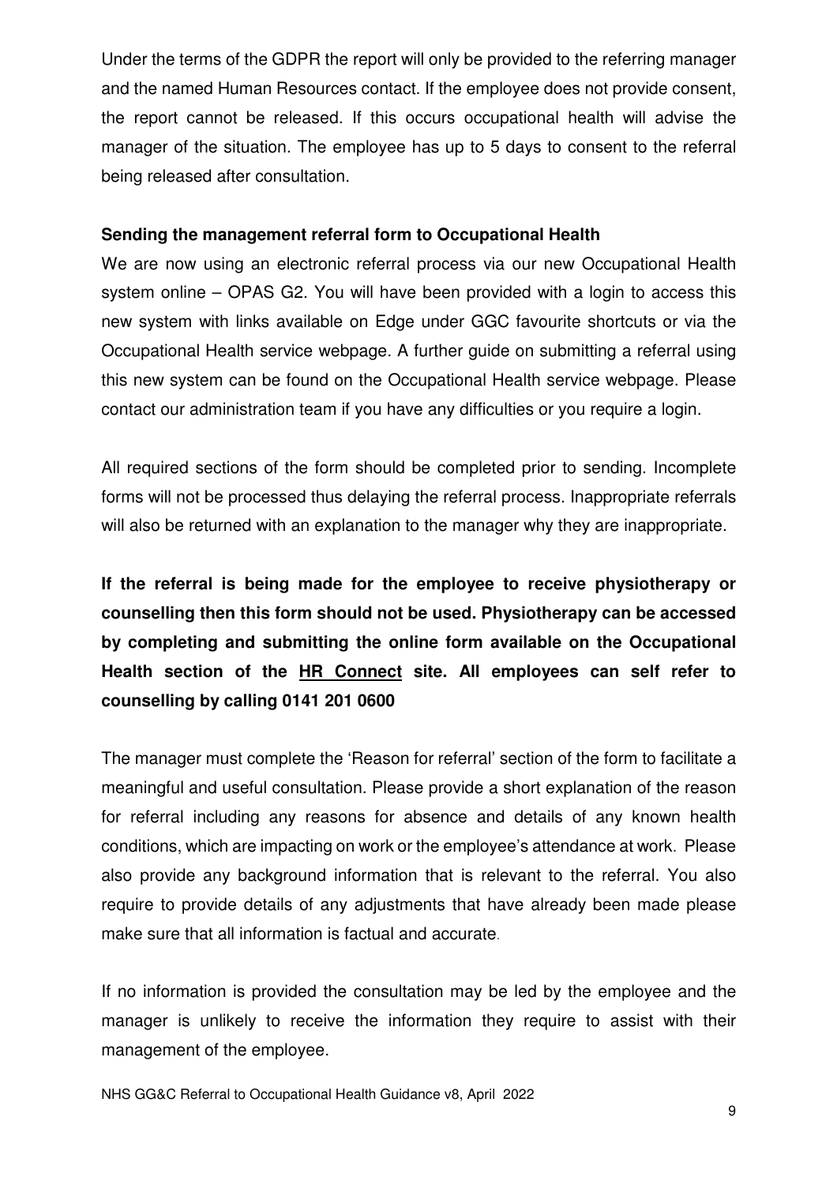Under the terms of the GDPR the report will only be provided to the referring manager and the named Human Resources contact. If the employee does not provide consent, the report cannot be released. If this occurs occupational health will advise the manager of the situation. The employee has up to 5 days to consent to the referral being released after consultation.

**Sending the management referral form to Occupational Health**

We are now using an electronic referral process via our new Occupational Health system online – OPAS G2. You will have been provided with a login to access this new system with links available on Edge under GGC favourite shortcuts or via the Occupational Health service webpage. A further guide on submitting a referral using this new system can be found on the Occupational Health service webpage. Please contact our administration team if you have any difficulties or you require a login.

All required sections of the form should be completed prior to sending. Incomplete forms will not be processed thus delaying the referral process. Inappropriate referrals will also be returned with an explanation to the manager why they are inappropriate.

**If the referral is being made for the employee to receive physiotherapy or counselling then this form should not be used. Physiotherapy can be accessed by completing and submitting the online form available on the Occupational Health section of the HR Connect site. All employees can self refer to counselling by calling 0141 201 0600**

The manager must complete the 'Reason for referral' section of the form to facilitate a meaningful and useful consultation. Please provide a short explanation of the reason for referral including any reasons for absence and details of any known health conditions, which are impacting on work or the employee's attendance at work. Please also provide any background information that is relevant to the referral. You also require to provide details of any adjustments that have already been made please make sure that all information is factual and accurate.

If no information is provided the consultation may be led by the employee and the manager is unlikely to receive the information they require to assist with their management of the employee.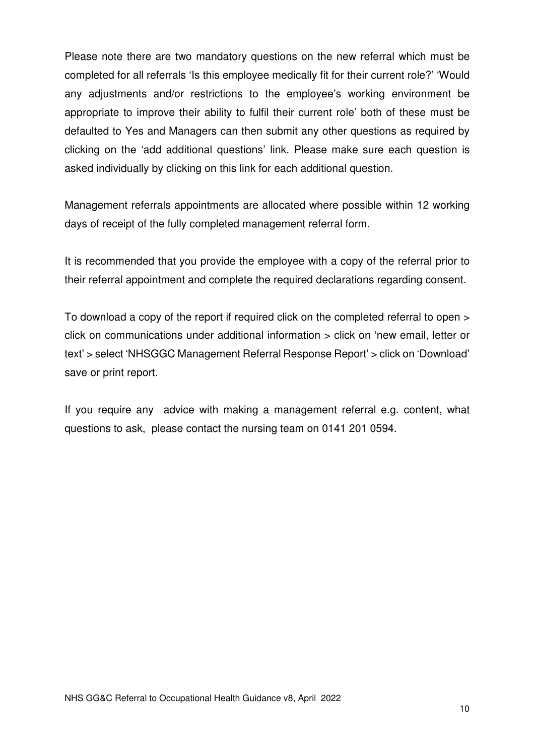Please note there are two mandatory questions on the new referral which must be completed for all referrals 'Is this employee medically fit for their current role?' 'Would any adjustments and/or restrictions to the employee's working environment be appropriate to improve their ability to fulfil their current role' both of these must be defaulted to Yes and Managers can then submit any other questions as required by clicking on the 'add additional questions' link. Please make sure each question is asked individually by clicking on this link for each additional question.

Management referrals appointments are allocated where possible within 12 working days of receipt of the fully completed management referral form.

It is recommended that you provide the employee with a copy of the referral prior to their referral appointment and complete the required declarations regarding consent.

To download a copy of the report if required click on the completed referral to open > click on communications under additional information > click on 'new email, letter or text' > select 'NHSGGC Management Referral Response Report' > click on 'Download' save or print report.

If you require any advice with making a management referral e.g. content, what questions to ask, please contact the nursing team on 0141 201 0594.